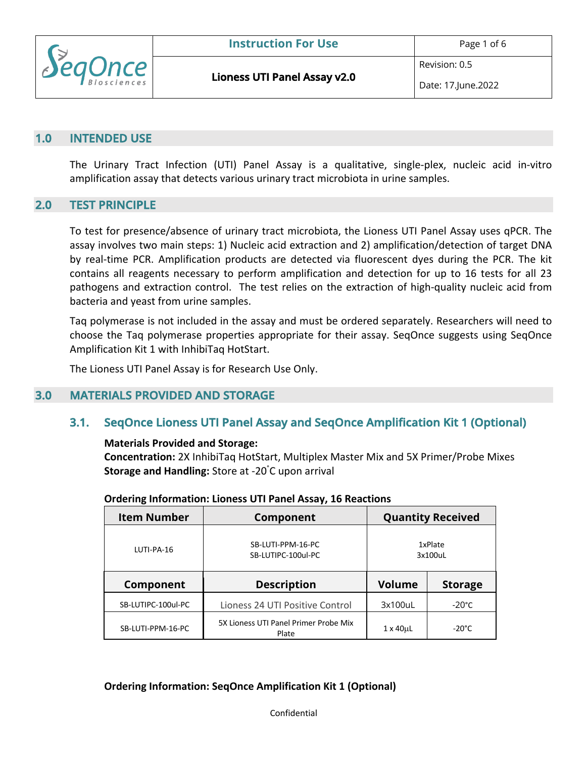## 1.0 INTENDED USE

The Urinary Tract Infection (UTI) Panel Assay is a qualitative, single-plex, nucleic acid in-vitro amplification assay that detects various urinary tract microbiota in urine samples.

## 2.0 TEST PRINCIPLE

To test for presence/absence of urinary tract microbiota, the Lioness UTI Panel Assay uses qPCR. The assay involves two main steps: 1) Nucleic acid extraction and 2) amplification/detection of target DNA by real-time PCR. Amplification products are detected via fluorescent dyes during the PCR. The kit contains all reagents necessary to perform amplification and detection for up to 16 tests for all 23 pathogens and extraction control. The test relies on the extraction of high-quality nucleic acid from bacteria and yeast from urine samples.

Taq polymerase is not included in the assay and must be ordered separately. Researchers will need to choose the Taq polymerase properties appropriate for their assay. SeqOnce suggests using SeqOnce Amplification Kit 1 with InhibiTaq HotStart.

The Lioness UTI Panel Assay is for Research Use Only.

## 3.0 MATERIALS PROVIDED AND STORAGE

### 3.1. SeqOnce Lioness UTI Panel Assay and SeqOnce Amplification Kit 1 (Optional)

**Materials Provided and Storage:**
**Concentration:** 2X InhibiTaq HotStart, Multiplex Master Mix and 5X Primer/Probe Mixes
**Storage and Handling:** Store at -20˚C upon arrival

**Ordering Information: Lioness UTI Panel Assay, 16 Reactions**

| Item Number | Component | Quantity Received | |
|---|---|---|---|
| LUTI-PA-16 | SB-LUTI-PPM-16-PC<br>SB-LUTIPC-100ul-PC | 1xPlate<br>3x100uL | |
| **Component** | **Description** | **Volume** | **Storage** |
| SB-LUTIPC-100ul-PC | Lioness 24 UTI Positive Control | 3x100uL | -20°C |
| SB-LUTI-PPM-16-PC | 5X Lioness UTI Panel Primer Probe Mix Plate | 1 x 40µL | -20°C |

**Ordering Information: SeqOnce Amplification Kit 1 (Optional)**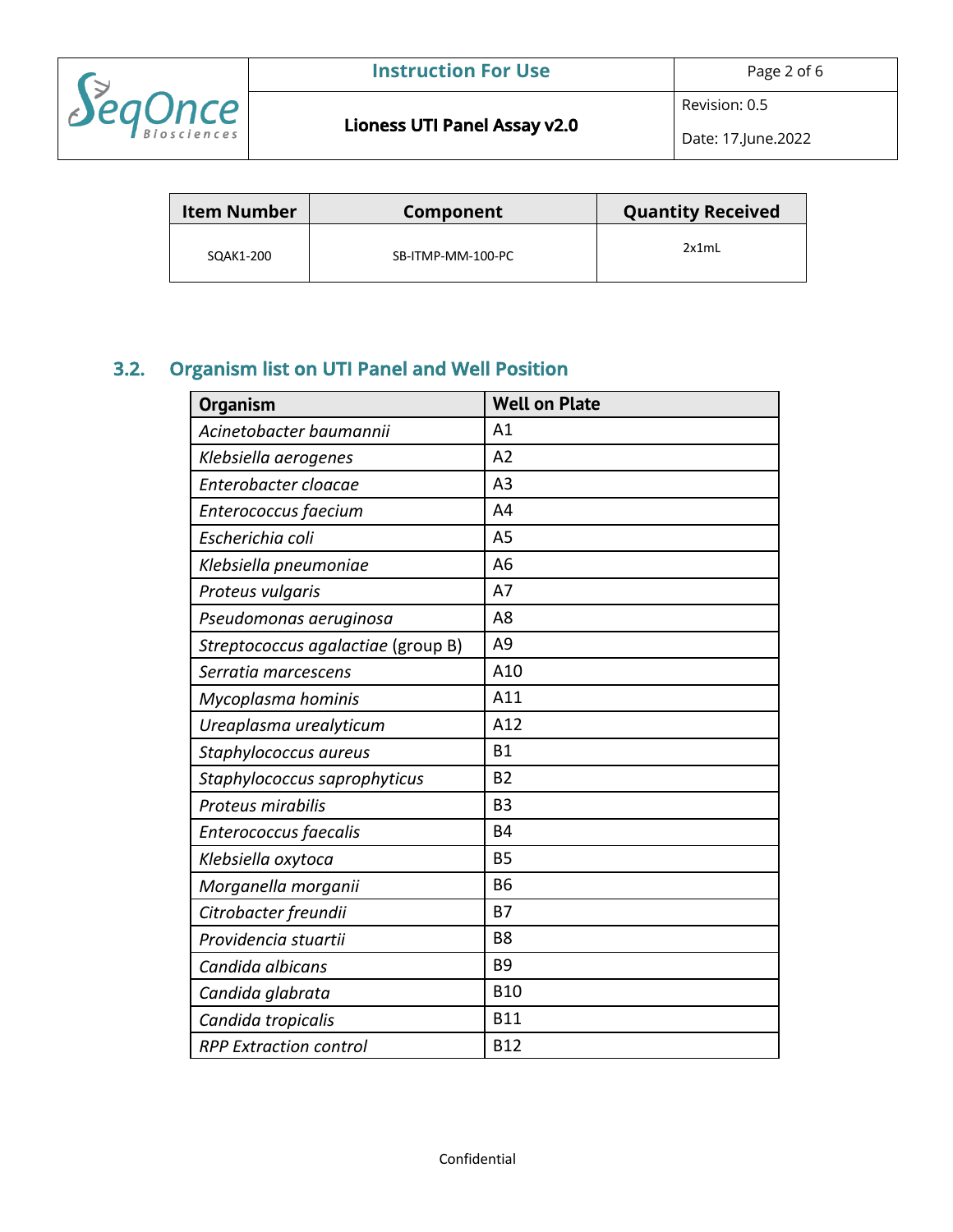| Item Number | Component | Quantity Received |
|---|---|---|
| SQAK1-200 | SB-ITMP-MM-100-PC | 2x1mL |

## 3.2. Organism list on UTI Panel and Well Position

| Organism | Well on Plate |
|---|---|
| *Acinetobacter baumannii* | A1 |
| *Klebsiella aerogenes* | A2 |
| *Enterobacter cloacae* | A3 |
| *Enterococcus faecium* | A4 |
| *Escherichia coli* | A5 |
| *Klebsiella pneumoniae* | A6 |
| *Proteus vulgaris* | A7 |
| *Pseudomonas aeruginosa* | A8 |
| *Streptococcus agalactiae* (group B) | A9 |
| *Serratia marcescens* | A10 |
| *Mycoplasma hominis* | A11 |
| *Ureaplasma urealyticum* | A12 |
| *Staphylococcus aureus* | B1 |
| *Staphylococcus saprophyticus* | B2 |
| *Proteus mirabilis* | B3 |
| *Enterococcus faecalis* | B4 |
| *Klebsiella oxytoca* | B5 |
| *Morganella morganii* | B6 |
| *Citrobacter freundii* | B7 |
| *Providencia stuartii* | B8 |
| *Candida albicans* | B9 |
| *Candida glabrata* | B10 |
| *Candida tropicalis* | B11 |
| *RPP Extraction control* | B12 |

Confidential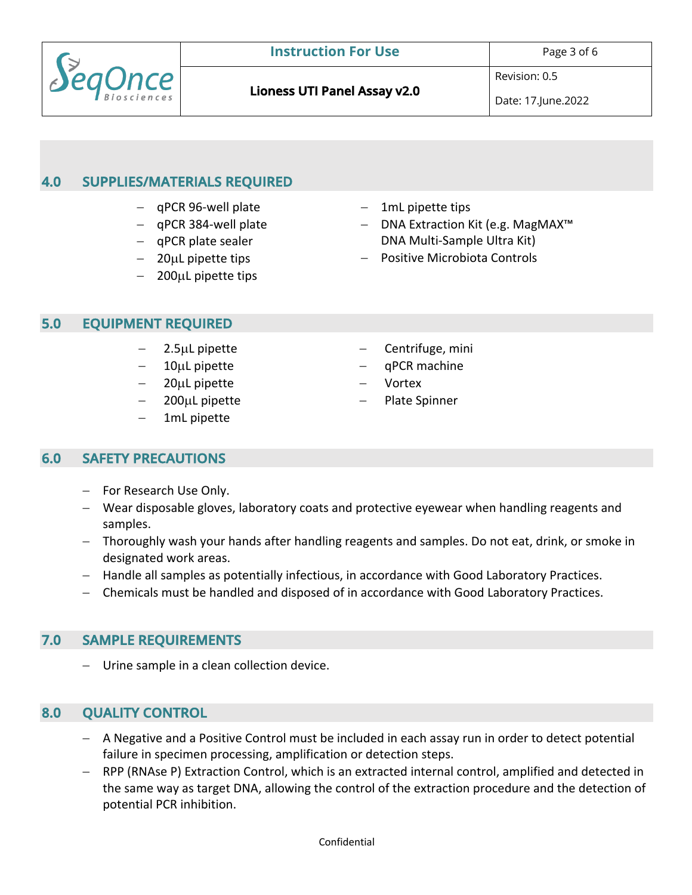## 4.0 SUPPLIES/MATERIALS REQUIRED

- qPCR 96-well plate
- qPCR 384-well plate
- qPCR plate sealer
- 20µL pipette tips
- 200µL pipette tips
- 1mL pipette tips
- DNA Extraction Kit (e.g. MagMAX™ DNA Multi-Sample Ultra Kit)
- Positive Microbiota Controls

## 5.0 EQUIPMENT REQUIRED

- 2.5µL pipette
- 10µL pipette
- 20µL pipette
- 200µL pipette
- 1mL pipette
- Centrifuge, mini
- qPCR machine
- Vortex
- Plate Spinner

## 6.0 SAFETY PRECAUTIONS

- For Research Use Only.
- Wear disposable gloves, laboratory coats and protective eyewear when handling reagents and samples.
- Thoroughly wash your hands after handling reagents and samples. Do not eat, drink, or smoke in designated work areas.
- Handle all samples as potentially infectious, in accordance with Good Laboratory Practices.
- Chemicals must be handled and disposed of in accordance with Good Laboratory Practices.

## 7.0 SAMPLE REQUIREMENTS

- Urine sample in a clean collection device.

## 8.0 QUALITY CONTROL

- A Negative and a Positive Control must be included in each assay run in order to detect potential failure in specimen processing, amplification or detection steps.
- RPP (RNAse P) Extraction Control, which is an extracted internal control, amplified and detected in the same way as target DNA, allowing the control of the extraction procedure and the detection of potential PCR inhibition.

Confidential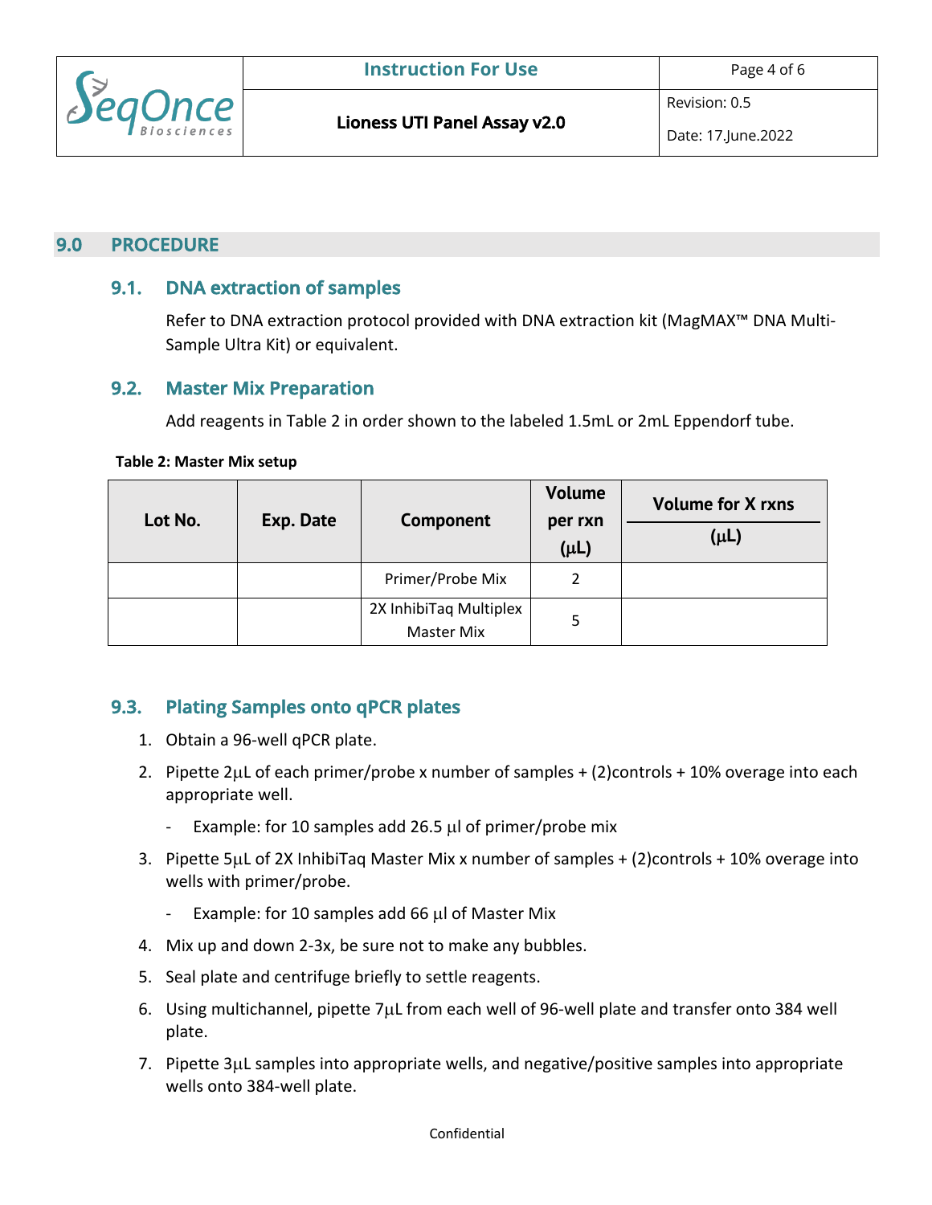## 9.0 PROCEDURE

### 9.1. DNA extraction of samples

Refer to DNA extraction protocol provided with DNA extraction kit (MagMAX™ DNA Multi-Sample Ultra Kit) or equivalent.

### 9.2. Master Mix Preparation

Add reagents in Table 2 in order shown to the labeled 1.5mL or 2mL Eppendorf tube.

**Table 2: Master Mix setup**

| Lot No. | Exp. Date | Component | Volume per rxn (µL) | Volume for X rxns (µL) |
|---|---|---|---|---|
| | | Primer/Probe Mix | 2 | |
| | | 2X InhibiTaq Multiplex Master Mix | 5 | |

### 9.3. Plating Samples onto qPCR plates

1. Obtain a 96-well qPCR plate.
2. Pipette 2µL of each primer/probe x number of samples + (2)controls + 10% overage into each appropriate well.
   - Example: for 10 samples add 26.5 µl of primer/probe mix
3. Pipette 5µL of 2X InhibiTaq Master Mix x number of samples + (2)controls + 10% overage into wells with primer/probe.
   - Example: for 10 samples add 66 µl of Master Mix
4. Mix up and down 2-3x, be sure not to make any bubbles.
5. Seal plate and centrifuge briefly to settle reagents.
6. Using multichannel, pipette 7µL from each well of 96-well plate and transfer onto 384 well plate.
7. Pipette 3µL samples into appropriate wells, and negative/positive samples into appropriate wells onto 384-well plate.

Confidential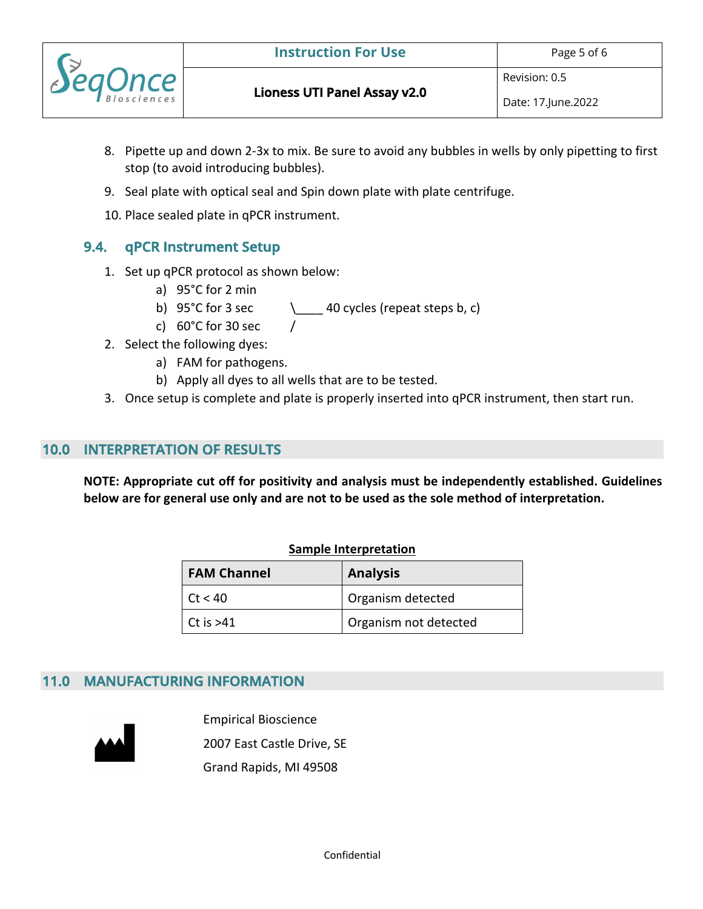8. Pipette up and down 2-3x to mix. Be sure to avoid any bubbles in wells by only pipetting to first stop (to avoid introducing bubbles).
9. Seal plate with optical seal and Spin down plate with plate centrifuge.
10. Place sealed plate in qPCR instrument.

### 9.4. qPCR Instrument Setup

1. Set up qPCR protocol as shown below:
   a) 95°C for 2 min
   b) 95°C for 3 sec \\____ 40 cycles (repeat steps b, c)
   c) 60°C for 30 sec /
2. Select the following dyes:
   a) FAM for pathogens.
   b) Apply all dyes to all wells that are to be tested.
3. Once setup is complete and plate is properly inserted into qPCR instrument, then start run.

## 10.0 INTERPRETATION OF RESULTS

**NOTE: Appropriate cut off for positivity and analysis must be independently established. Guidelines below are for general use only and are not to be used as the sole method of interpretation.**

**Sample Interpretation**

| FAM Channel | Analysis |
|---|---|
| Ct < 40 | Organism detected |
| Ct is >41 | Organism not detected |

## 11.0 MANUFACTURING INFORMATION

Empirical Bioscience
2007 East Castle Drive, SE
Grand Rapids, MI 49508

Confidential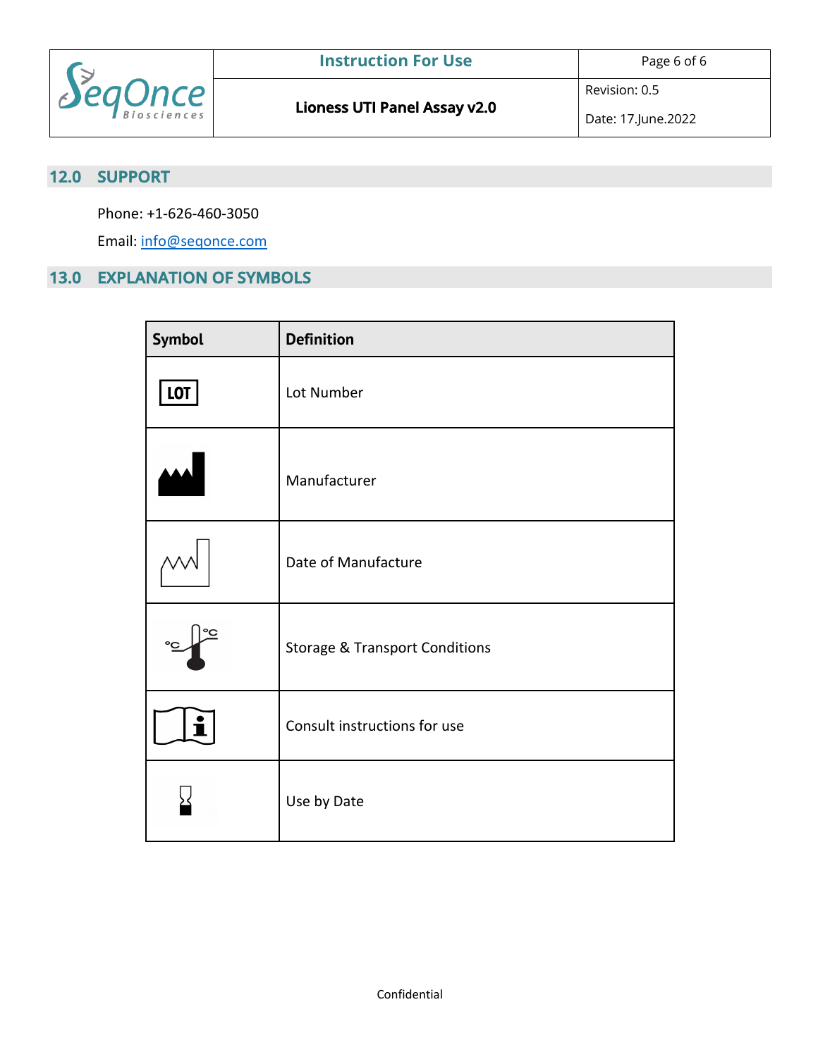## 12.0 SUPPORT

Phone: +1-626-460-3050

Email: info@seqonce.com

## 13.0 EXPLANATION OF SYMBOLS

| Symbol | Definition |
| --- | --- |
| LOT | Lot Number |
| | Manufacturer |
| | Date of Manufacture |
| °C °C | Storage & Transport Conditions |
| | Consult instructions for use |
| | Use by Date |

Confidential